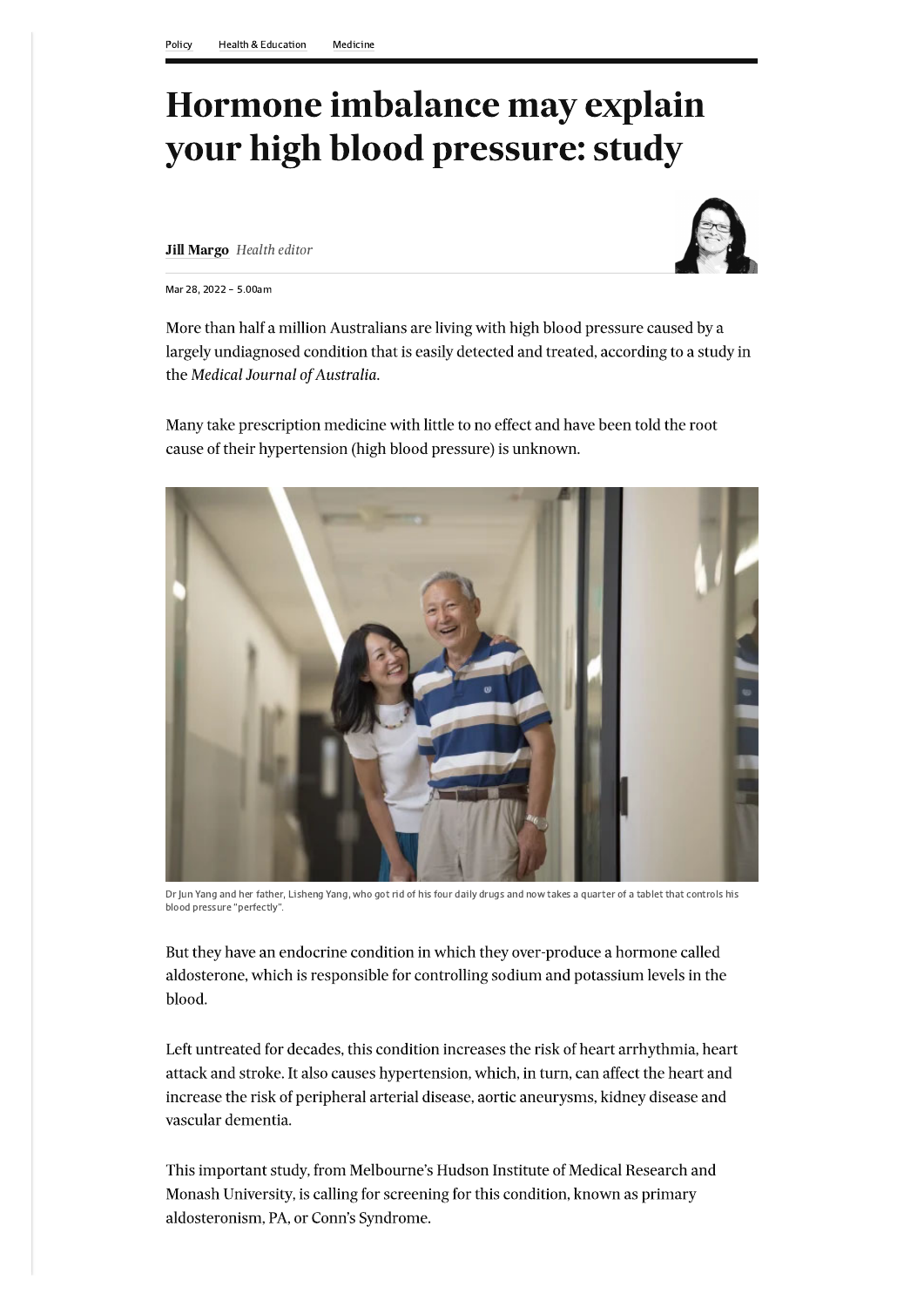Policy Health & Education Medicine

# Hormone imbalance may explain your high blood pressure: study

**Jill Margo** *Health editor*

Mar 28, 2022 – 5.00am

More than half a million Australians are living with high blood pressure caused by a largely undiagnosed condition that is easily detected and treated, according to a study in the *Medical Journal of Australia.*

Many take prescription medicine with little to no effect and have been told the root cause of their hypertension (high blood pressure) is unknown.

Dr Jun Yang and her father, Lisheng Yang, who got rid of his four daily drugs and now takes a quarter of a tablet that controls his blood pressure "perfectly".

But they have an endocrine condition in which they over-produce a hormone called aldosterone, which is responsible for controlling sodium and potassium levels in the blood.

Left untreated for decades, this condition increases the risk of heart arrhythmia, heart attack and stroke. It also causes hypertension, which, in turn, can affect the heart and increase the risk of peripheral arterial disease, aortic aneurysms, kidney disease and vascular dementia.

This important study, from Melbourne's Hudson Institute of Medical Research and Monash University, is calling for screening for this condition, known as primary aldosteronism, PA, or Conn's Syndrome.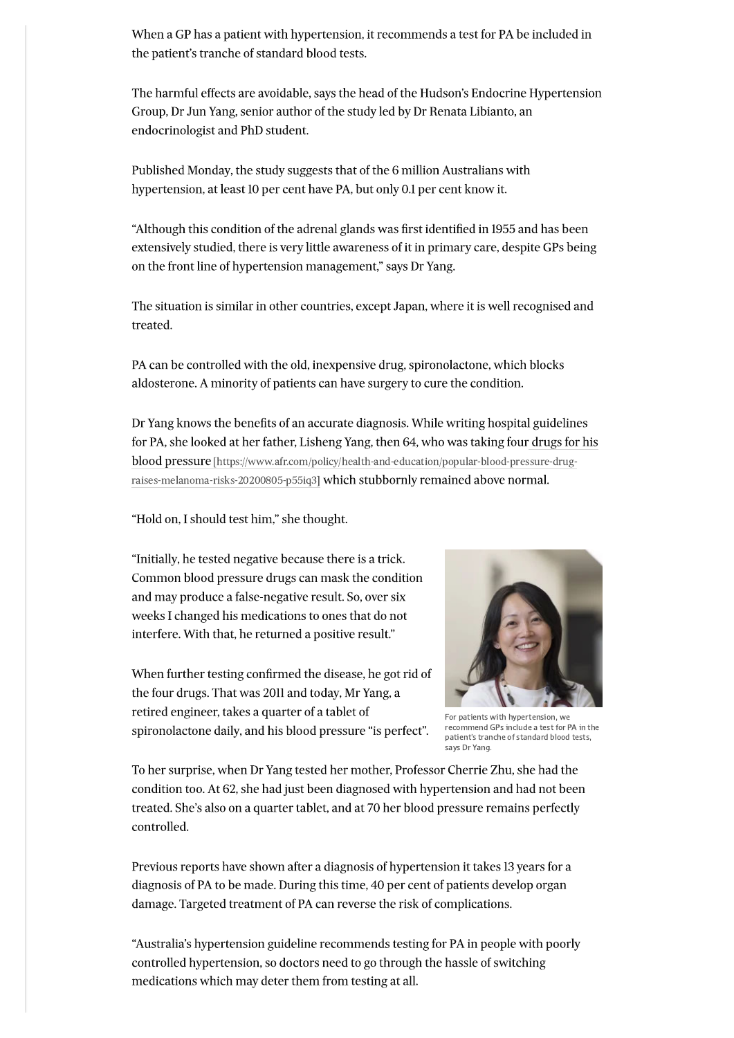When a GP has a patient with hypertension, it recommends a test for PA be included in the patient's tranche of standard blood tests.

The harmful effects are avoidable, says the head of the Hudson's Endocrine Hypertension Group, Dr Jun Yang, senior author of the study led by Dr Renata Libianto, an endocrinologist and PhD student.

Published Monday, the study suggests that of the 6 million Australians with hypertension, at least 10 per cent have PA, but only 0.1 per cent know it.

"Although this condition of the adrenal glands was first identified in 1955 and has been extensively studied, there is very little awareness of it in primary care, despite GPs being on the front line of hypertension management," says Dr Yang.

The situation is similar in other countries, except Japan, where it is well recognised and treated.

PA can be controlled with the old, inexpensive drug, spironolactone, which blocks aldosterone. A minority of patients can have surgery to cure the condition.

Dr Yang knows the benefits of an accurate diagnosis. While writing hospital guidelines for PA, she looked at her father, Lisheng Yang, then 64, who was taking four drugs for his blood pressure [https://www.afr.com/policy/health-and-education/popular-blood-pressure-drug-raises-melanoma-risks-20200805-p55iq3] which stubbornly remained above normal.

"Hold on, I should test him," she thought.

"Initially, he tested negative because there is a trick. Common blood pressure drugs can mask the condition and may produce a false-negative result. So, over six weeks I changed his medications to ones that do not interfere. With that, he returned a positive result."

When further testing confirmed the disease, he got rid of the four drugs. That was 2011 and today, Mr Yang, a retired engineer, takes a quarter of a tablet of spironolactone daily, and his blood pressure "is perfect".

For patients with hypertension, we recommend GPs include a test for PA in the patient's tranche of standard blood tests, says Dr Yang.

To her surprise, when Dr Yang tested her mother, Professor Cherrie Zhu, she had the condition too. At 62, she had just been diagnosed with hypertension and had not been treated. She's also on a quarter tablet, and at 70 her blood pressure remains perfectly controlled.

Previous reports have shown after a diagnosis of hypertension it takes 13 years for a diagnosis of PA to be made. During this time, 40 per cent of patients develop organ damage. Targeted treatment of PA can reverse the risk of complications.

"Australia's hypertension guideline recommends testing for PA in people with poorly controlled hypertension, so doctors need to go through the hassle of switching medications which may deter them from testing at all.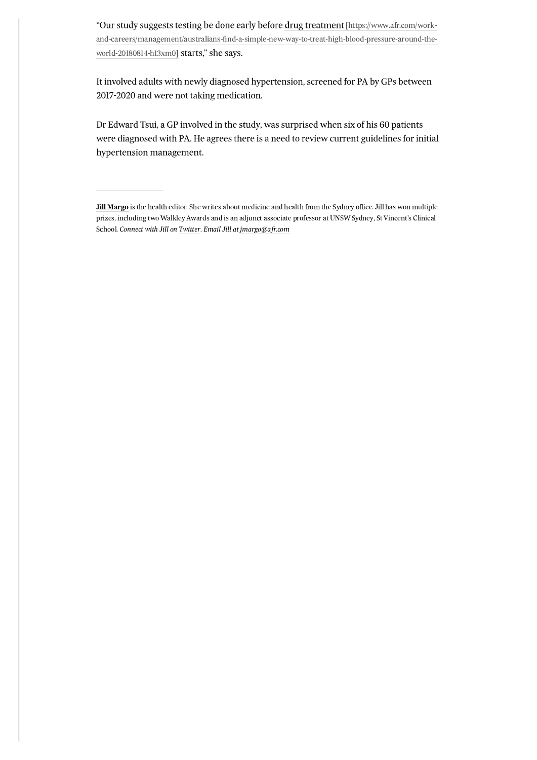“Our study suggests testing be done early before drug treatment [https://www.afr.com/work-and-careers/management/australians-find-a-simple-new-way-to-treat-high-blood-pressure-around-the-world-20180814-h13xm0] starts,” she says.

It involved adults with newly diagnosed hypertension, screened for PA by GPs between 2017-2020 and were not taking medication.

Dr Edward Tsui, a GP involved in the study, was surprised when six of his 60 patients were diagnosed with PA. He agrees there is a need to review current guidelines for initial hypertension management.

---

**Jill Margo** is the health editor. She writes about medicine and health from the Sydney office. Jill has won multiple prizes, including two Walkley Awards and is an adjunct associate professor at UNSW Sydney, St Vincent's Clinical School. *Connect with Jill on Twitter. Email Jill at jmargo@afr.com*